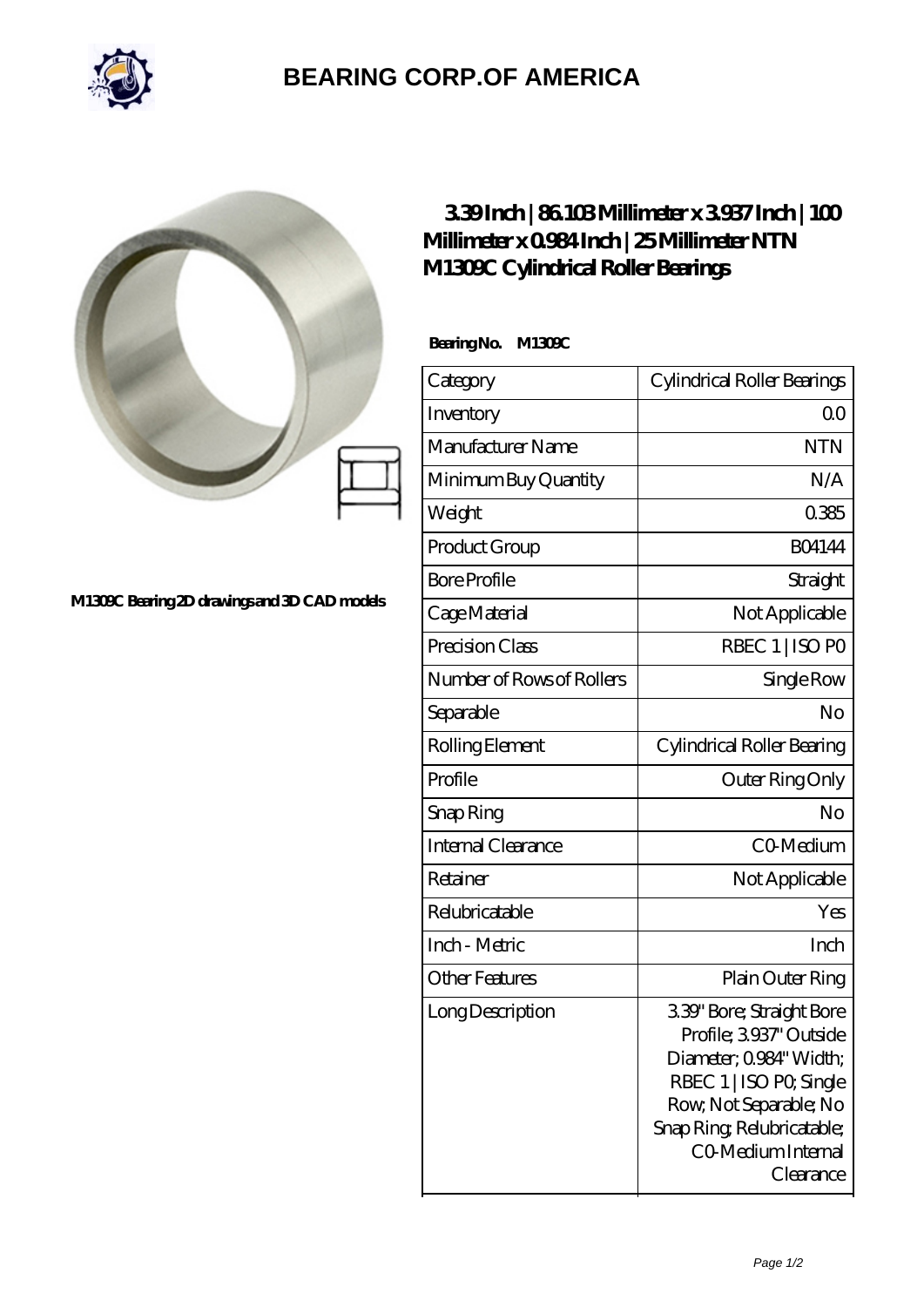# BEARING CORP.OF AMERICA

M1309C Bearing 2D drawings and 3D CAD models

## 3.39 Inch | 86.103 Millimeter x 3.937 Inch | 100 Millimeter x 0.984 Inch | 25 Millimeter NTN M1309C Cylindrical Roller Bearings

**Bearing No. M1309C**

| Category | Cylindrical Roller Bearings |
|---|---|
| Inventory | 0.0 |
| Manufacturer Name | NTN |
| Minimum Buy Quantity | N/A |
| Weight | 0.385 |
| Product Group | B04144 |
| Bore Profile | Straight |
| Cage Material | Not Applicable |
| Precision Class | RBEC 1 \| ISO P0 |
| Number of Rows of Rollers | Single Row |
| Separable | No |
| Rolling Element | Cylindrical Roller Bearing |
| Profile | Outer Ring Only |
| Snap Ring | No |
| Internal Clearance | C0-Medium |
| Retainer | Not Applicable |
| Relubricatable | Yes |
| Inch - Metric | Inch |
| Other Features | Plain Outer Ring |
| Long Description | 3.39" Bore; Straight Bore Profile; 3.937" Outside Diameter; 0.984" Width; RBEC 1 \| ISO P0; Single Row; Not Separable; No Snap Ring; Relubricatable; C0-Medium Internal Clearance |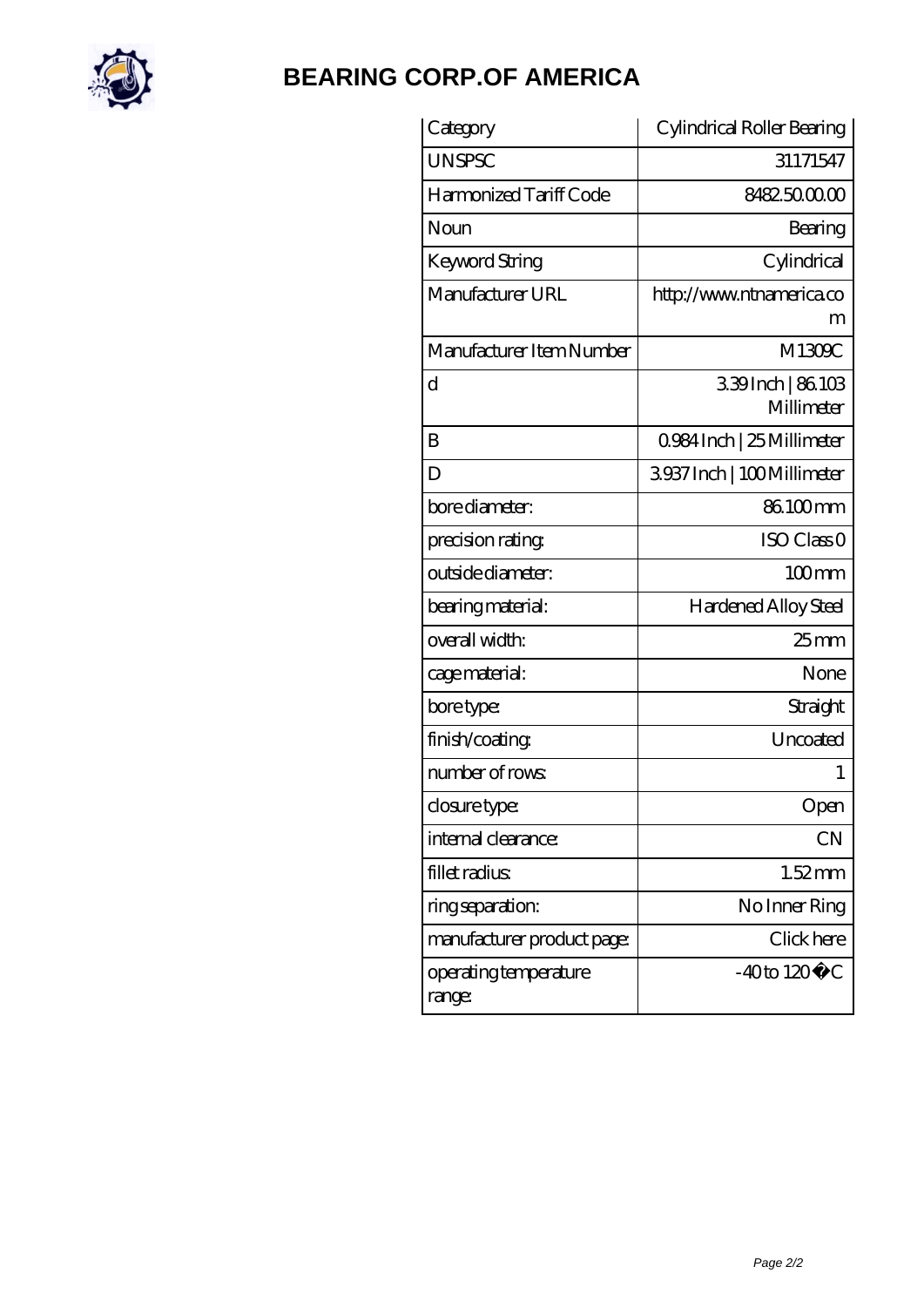# BEARING CORP.OF AMERICA

| | |
|---|---|
| Category | Cylindrical Roller Bearing |
| UNSPSC | 31171547 |
| Harmonized Tariff Code | 8482.50.00.00 |
| Noun | Bearing |
| Keyword String | Cylindrical |
| Manufacturer URL | http://www.ntnamerica.com |
| Manufacturer Item Number | M1309C |
| d | 3.39 Inch \| 86.103 Millimeter |
| B | 0.984 Inch \| 25 Millimeter |
| D | 3.937 Inch \| 100 Millimeter |
| bore diameter: | 86.100 mm |
| precision rating: | ISO Class 0 |
| outside diameter: | 100 mm |
| bearing material: | Hardened Alloy Steel |
| overall width: | 25 mm |
| cage material: | None |
| bore type: | Straight |
| finish/coating: | Uncoated |
| number of rows: | 1 |
| closure type: | Open |
| internal clearance: | CN |
| fillet radius: | 1.52 mm |
| ring separation: | No Inner Ring |
| manufacturer product page: | Click here |
| operating temperature range: | -40 to 120 �C |